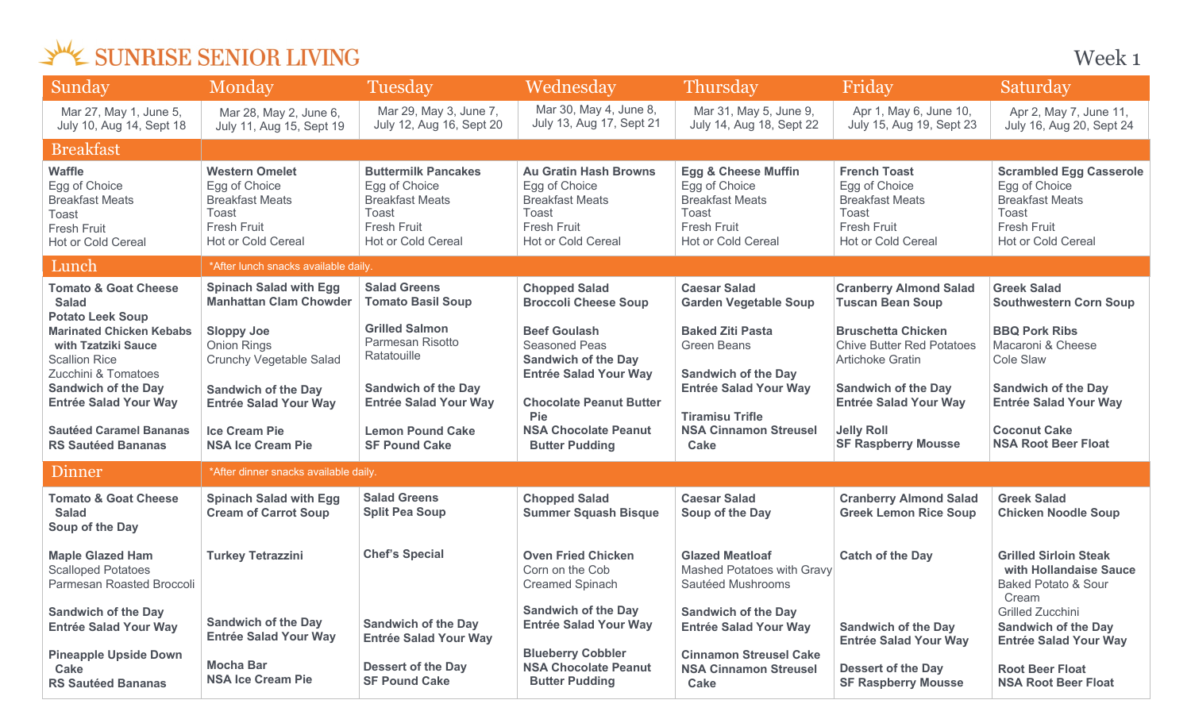# SUNRISE SENIOR LIVING

Week 1

| | Sunday | Monday | Tuesday | Wednesday | Thursday | Friday | Saturday |
|---|---|---|---|---|---|---|---|
| | Mar 27, May 1, June 5, July 10, Aug 14, Sept 18 | Mar 28, May 2, June 6, July 11, Aug 15, Sept 19 | Mar 29, May 3, June 7, July 12, Aug 16, Sept 20 | Mar 30, May 4, June 8, July 13, Aug 17, Sept 21 | Mar 31, May 5, June 9, July 14, Aug 18, Sept 22 | Apr 1, May 6, June 10, July 15, Aug 19, Sept 23 | Apr 2, May 7, June 11, July 16, Aug 20, Sept 24 |
| **Breakfast** | **Waffle**<br>Egg of Choice<br>Breakfast Meats<br>Toast<br>Fresh Fruit<br>Hot or Cold Cereal | **Western Omelet**<br>Egg of Choice<br>Breakfast Meats<br>Toast<br>Fresh Fruit<br>Hot or Cold Cereal | **Buttermilk Pancakes**<br>Egg of Choice<br>Breakfast Meats<br>Toast<br>Fresh Fruit<br>Hot or Cold Cereal | **Au Gratin Hash Browns**<br>Egg of Choice<br>Breakfast Meats<br>Toast<br>Fresh Fruit<br>Hot or Cold Cereal | **Egg & Cheese Muffin**<br>Egg of Choice<br>Breakfast Meats<br>Toast<br>Fresh Fruit<br>Hot or Cold Cereal | **French Toast**<br>Egg of Choice<br>Breakfast Meats<br>Toast<br>Fresh Fruit<br>Hot or Cold Cereal | **Scrambled Egg Casserole**<br>Egg of Choice<br>Breakfast Meats<br>Toast<br>Fresh Fruit<br>Hot or Cold Cereal |
| **Lunch** *After lunch snacks available daily. | **Tomato & Goat Cheese Salad**<br>**Potato Leek Soup**<br>**Marinated Chicken Kebabs with Tzatziki Sauce**<br>Scallion Rice<br>Zucchini & Tomatoes<br>**Sandwich of the Day**<br>**Entrée Salad Your Way**<br>**Sautéed Caramel Bananas**<br>**RS Sautéed Bananas** | **Spinach Salad with Egg**<br>**Manhattan Clam Chowder**<br>**Sloppy Joe**<br>Onion Rings<br>Crunchy Vegetable Salad<br>**Sandwich of the Day**<br>**Entrée Salad Your Way**<br>**Ice Cream Pie**<br>**NSA Ice Cream Pie** | **Salad Greens**<br>**Tomato Basil Soup**<br>**Grilled Salmon**<br>Parmesan Risotto<br>Ratatouille<br>**Sandwich of the Day**<br>**Entrée Salad Your Way**<br>**Lemon Pound Cake**<br>**SF Pound Cake** | **Chopped Salad**<br>**Broccoli Cheese Soup**<br>**Beef Goulash**<br>Seasoned Peas<br>**Sandwich of the Day**<br>**Entrée Salad Your Way**<br>**Chocolate Peanut Butter Pie**<br>**NSA Chocolate Peanut Butter Pudding** | **Caesar Salad**<br>**Garden Vegetable Soup**<br>**Baked Ziti Pasta**<br>Green Beans<br>**Sandwich of the Day**<br>**Entrée Salad Your Way**<br>**Tiramisu Trifle**<br>**NSA Cinnamon Streusel Cake** | **Cranberry Almond Salad**<br>**Tuscan Bean Soup**<br>**Bruschetta Chicken**<br>Chive Butter Red Potatoes<br>Artichoke Gratin<br>**Sandwich of the Day**<br>**Entrée Salad Your Way**<br>**Jelly Roll**<br>**SF Raspberry Mousse** | **Greek Salad**<br>**Southwestern Corn Soup**<br>**BBQ Pork Ribs**<br>Macaroni & Cheese<br>Cole Slaw<br>**Sandwich of the Day**<br>**Entrée Salad Your Way**<br>**Coconut Cake**<br>**NSA Root Beer Float** |
| **Dinner** *After dinner snacks available daily. | **Tomato & Goat Cheese Salad**<br>**Soup of the Day**<br>**Maple Glazed Ham**<br>Scalloped Potatoes<br>Parmesan Roasted Broccoli<br>**Sandwich of the Day**<br>**Entrée Salad Your Way**<br>**Pineapple Upside Down Cake**<br>**RS Sautéed Bananas** | **Spinach Salad with Egg**<br>**Cream of Carrot Soup**<br>**Turkey Tetrazzini**<br>**Sandwich of the Day**<br>**Entrée Salad Your Way**<br>**Mocha Bar**<br>**NSA Ice Cream Pie** | **Salad Greens**<br>**Split Pea Soup**<br>**Chef's Special**<br>**Sandwich of the Day**<br>**Entrée Salad Your Way**<br>**Dessert of the Day**<br>**SF Pound Cake** | **Chopped Salad**<br>**Summer Squash Bisque**<br>**Oven Fried Chicken**<br>Corn on the Cob<br>Creamed Spinach<br>**Sandwich of the Day**<br>**Entrée Salad Your Way**<br>**Blueberry Cobbler**<br>**NSA Chocolate Peanut Butter Pudding** | **Caesar Salad**<br>**Soup of the Day**<br>**Glazed Meatloaf**<br>Mashed Potatoes with Gravy<br>Sautéed Mushrooms<br>**Sandwich of the Day**<br>**Entrée Salad Your Way**<br>**Cinnamon Streusel Cake**<br>**NSA Cinnamon Streusel Cake** | **Cranberry Almond Salad**<br>**Greek Lemon Rice Soup**<br>**Catch of the Day**<br>**Sandwich of the Day**<br>**Entrée Salad Your Way**<br>**Dessert of the Day**<br>**SF Raspberry Mousse** | **Greek Salad**<br>**Chicken Noodle Soup**<br>**Grilled Sirloin Steak with Hollandaise Sauce**<br>Baked Potato & Sour Cream<br>Grilled Zucchini<br>**Sandwich of the Day**<br>**Entrée Salad Your Way**<br>**Root Beer Float**<br>**NSA Root Beer Float** |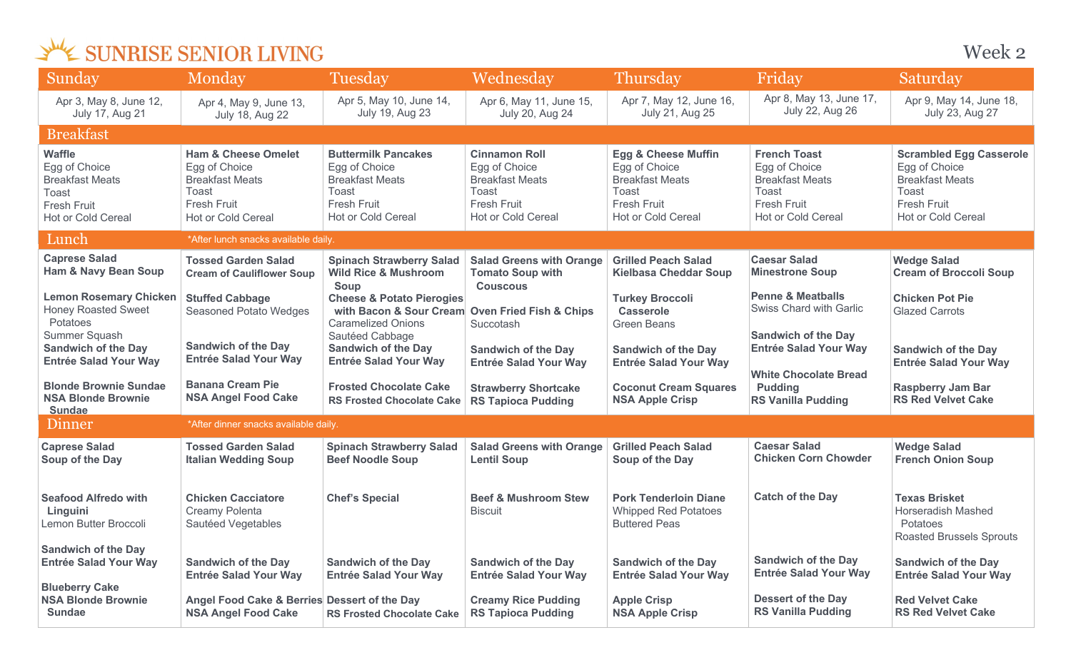# SUNRISE SENIOR LIVING

Week 2

| | Sunday | Monday | Tuesday | Wednesday | Thursday | Friday | Saturday |
|---|---|---|---|---|---|---|---|
| | Apr 3, May 8, June 12, July 17, Aug 21 | Apr 4, May 9, June 13, July 18, Aug 22 | Apr 5, May 10, June 14, July 19, Aug 23 | Apr 6, May 11, June 15, July 20, Aug 24 | Apr 7, May 12, June 16, July 21, Aug 25 | Apr 8, May 13, June 17, July 22, Aug 26 | Apr 9, May 14, June 18, July 23, Aug 27 |
| **Breakfast** | **Waffle**<br>Egg of Choice<br>Breakfast Meats<br>Toast<br>Fresh Fruit<br>Hot or Cold Cereal | **Ham & Cheese Omelet**<br>Egg of Choice<br>Breakfast Meats<br>Toast<br>Fresh Fruit<br>Hot or Cold Cereal | **Buttermilk Pancakes**<br>Egg of Choice<br>Breakfast Meats<br>Toast<br>Fresh Fruit<br>Hot or Cold Cereal | **Cinnamon Roll**<br>Egg of Choice<br>Breakfast Meats<br>Toast<br>Fresh Fruit<br>Hot or Cold Cereal | **Egg & Cheese Muffin**<br>Egg of Choice<br>Breakfast Meats<br>Toast<br>Fresh Fruit<br>Hot or Cold Cereal | **French Toast**<br>Egg of Choice<br>Breakfast Meats<br>Toast<br>Fresh Fruit<br>Hot or Cold Cereal | **Scrambled Egg Casserole**<br>Egg of Choice<br>Breakfast Meats<br>Toast<br>Fresh Fruit<br>Hot or Cold Cereal |
| **Lunch** *After lunch snacks available daily. | **Caprese Salad**<br>**Ham & Navy Bean Soup**<br><br>**Lemon Rosemary Chicken**<br>Honey Roasted Sweet Potatoes<br>Summer Squash<br>**Sandwich of the Day**<br>**Entrée Salad Your Way**<br><br>**Blonde Brownie Sundae**<br>**NSA Blonde Brownie Sundae** | **Tossed Garden Salad**<br>**Cream of Cauliflower Soup**<br><br>**Stuffed Cabbage**<br>Seasoned Potato Wedges<br><br>**Sandwich of the Day**<br>**Entrée Salad Your Way**<br><br>**Banana Cream Pie**<br>**NSA Angel Food Cake** | **Spinach Strawberry Salad**<br>**Wild Rice & Mushroom Soup**<br>**Cheese & Potato Pierogies with Bacon & Sour Cream**<br>Caramelized Onions<br>Sautéed Cabbage<br>**Sandwich of the Day**<br>**Entrée Salad Your Way**<br><br>**Frosted Chocolate Cake**<br>**RS Frosted Chocolate Cake** | **Salad Greens with Orange**<br>**Tomato Soup with Couscous**<br><br>**Oven Fried Fish & Chips**<br>Succotash<br><br>**Sandwich of the Day**<br>**Entrée Salad Your Way**<br><br>**Strawberry Shortcake**<br>**RS Tapioca Pudding** | **Grilled Peach Salad**<br>**Kielbasa Cheddar Soup**<br><br>**Turkey Broccoli Casserole**<br>Green Beans<br><br>**Sandwich of the Day**<br>**Entrée Salad Your Way**<br><br>**Coconut Cream Squares**<br>**NSA Apple Crisp** | **Caesar Salad**<br>**Minestrone Soup**<br><br>**Penne & Meatballs**<br>Swiss Chard with Garlic<br><br>**Sandwich of the Day**<br>**Entrée Salad Your Way**<br><br>**White Chocolate Bread Pudding**<br>**RS Vanilla Pudding** | **Wedge Salad**<br>**Cream of Broccoli Soup**<br><br>**Chicken Pot Pie**<br>Glazed Carrots<br><br>**Sandwich of the Day**<br>**Entrée Salad Your Way**<br><br>**Raspberry Jam Bar**<br>**RS Red Velvet Cake** |
| **Dinner** *After dinner snacks available daily. | **Caprese Salad**<br>**Soup of the Day**<br><br>**Seafood Alfredo with Linguini**<br>Lemon Butter Broccoli<br><br>**Sandwich of the Day**<br>**Entrée Salad Your Way**<br><br>**Blueberry Cake**<br>**NSA Blonde Brownie Sundae** | **Tossed Garden Salad**<br>**Italian Wedding Soup**<br><br>**Chicken Cacciatore**<br>Creamy Polenta<br>Sautéed Vegetables<br><br>**Sandwich of the Day**<br>**Entrée Salad Your Way**<br><br>**Angel Food Cake & Berries**<br>**NSA Angel Food Cake** | **Spinach Strawberry Salad**<br>**Beef Noodle Soup**<br><br>**Chef's Special**<br><br>**Sandwich of the Day**<br>**Entrée Salad Your Way**<br><br>**Dessert of the Day**<br>**RS Frosted Chocolate Cake** | **Salad Greens with Orange**<br>**Lentil Soup**<br><br>**Beef & Mushroom Stew**<br>Biscuit<br><br>**Sandwich of the Day**<br>**Entrée Salad Your Way**<br><br>**Creamy Rice Pudding**<br>**RS Tapioca Pudding** | **Grilled Peach Salad**<br>**Soup of the Day**<br><br>**Pork Tenderloin Diane**<br>Whipped Red Potatoes<br>Buttered Peas<br><br>**Sandwich of the Day**<br>**Entrée Salad Your Way**<br><br>**Apple Crisp**<br>**NSA Apple Crisp** | **Caesar Salad**<br>**Chicken Corn Chowder**<br><br>**Catch of the Day**<br><br>**Sandwich of the Day**<br>**Entrée Salad Your Way**<br><br>**Dessert of the Day**<br>**RS Vanilla Pudding** | **Wedge Salad**<br>**French Onion Soup**<br><br>**Texas Brisket**<br>Horseradish Mashed Potatoes<br>Roasted Brussels Sprouts<br><br>**Sandwich of the Day**<br>**Entrée Salad Your Way**<br><br>**Red Velvet Cake**<br>**RS Red Velvet Cake** |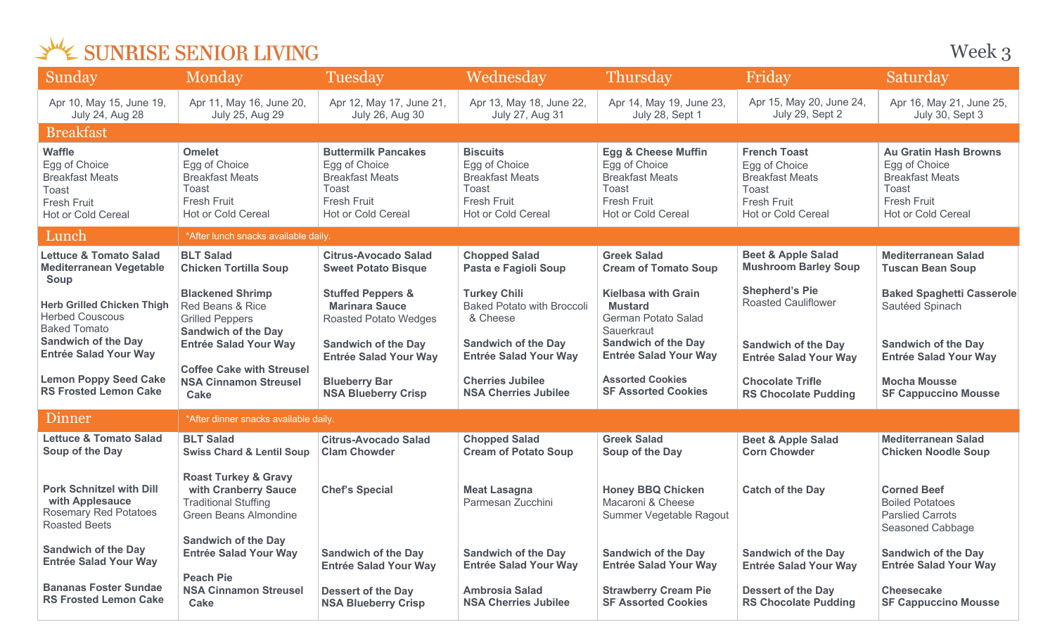# SUNRISE SENIOR LIVING

Week 3

| | Sunday | Monday | Tuesday | Wednesday | Thursday | Friday | Saturday |
|---|---|---|---|---|---|---|---|
| | Apr 10, May 15, June 19, July 24, Aug 28 | Apr 11, May 16, June 20, July 25, Aug 29 | Apr 12, May 17, June 21, July 26, Aug 30 | Apr 13, May 18, June 22, July 27, Aug 31 | Apr 14, May 19, June 23, July 28, Sept 1 | Apr 15, May 20, June 24, July 29, Sept 2 | Apr 16, May 21, June 25, July 30, Sept 3 |
| **Breakfast** | **Waffle**<br>Egg of Choice<br>Breakfast Meats<br>Toast<br>Fresh Fruit<br>Hot or Cold Cereal | **Omelet**<br>Egg of Choice<br>Breakfast Meats<br>Toast<br>Fresh Fruit<br>Hot or Cold Cereal | **Buttermilk Pancakes**<br>Egg of Choice<br>Breakfast Meats<br>Toast<br>Fresh Fruit<br>Hot or Cold Cereal | **Biscuits**<br>Egg of Choice<br>Breakfast Meats<br>Toast<br>Fresh Fruit<br>Hot or Cold Cereal | **Egg & Cheese Muffin**<br>Egg of Choice<br>Breakfast Meats<br>Toast<br>Fresh Fruit<br>Hot or Cold Cereal | **French Toast**<br>Egg of Choice<br>Breakfast Meats<br>Toast<br>Fresh Fruit<br>Hot or Cold Cereal | **Au Gratin Hash Browns**<br>Egg of Choice<br>Breakfast Meats<br>Toast<br>Fresh Fruit<br>Hot or Cold Cereal |
| **Lunch** *After lunch snacks available daily.* | **Lettuce & Tomato Salad**<br>**Mediterranean Vegetable Soup**<br><br>**Herb Grilled Chicken Thigh**<br>Herbed Couscous<br>Baked Tomato<br>**Sandwich of the Day**<br>**Entrée Salad Your Way**<br><br>**Lemon Poppy Seed Cake**<br>**RS Frosted Lemon Cake** | **BLT Salad**<br>**Chicken Tortilla Soup**<br><br>**Blackened Shrimp**<br>Red Beans & Rice<br>Grilled Peppers<br>**Sandwich of the Day**<br>**Entrée Salad Your Way**<br><br>**Coffee Cake with Streusel**<br>**NSA Cinnamon Streusel Cake** | **Citrus-Avocado Salad**<br>**Sweet Potato Bisque**<br><br>**Stuffed Peppers & Marinara Sauce**<br>Roasted Potato Wedges<br><br>**Sandwich of the Day**<br>**Entrée Salad Your Way**<br><br>**Blueberry Bar**<br>**NSA Blueberry Crisp** | **Chopped Salad**<br>**Pasta e Fagioli Soup**<br><br>**Turkey Chili**<br>Baked Potato with Broccoli & Cheese<br><br>**Sandwich of the Day**<br>**Entrée Salad Your Way**<br><br>**Cherries Jubilee**<br>**NSA Cherries Jubilee** | **Greek Salad**<br>**Cream of Tomato Soup**<br><br>**Kielbasa with Grain Mustard**<br>German Potato Salad<br>Sauerkraut<br>**Sandwich of the Day**<br>**Entrée Salad Your Way**<br><br>**Assorted Cookies**<br>**SF Assorted Cookies** | **Beet & Apple Salad**<br>**Mushroom Barley Soup**<br><br>**Shepherd's Pie**<br>Roasted Cauliflower<br><br>**Sandwich of the Day**<br>**Entrée Salad Your Way**<br><br>**Chocolate Trifle**<br>**RS Chocolate Pudding** | **Mediterranean Salad**<br>**Tuscan Bean Soup**<br><br>**Baked Spaghetti Casserole**<br>Sautéed Spinach<br><br>**Sandwich of the Day**<br>**Entrée Salad Your Way**<br><br>**Mocha Mousse**<br>**SF Cappuccino Mousse** |
| **Dinner** *After dinner snacks available daily.* | **Lettuce & Tomato Salad**<br>**Soup of the Day**<br><br>**Pork Schnitzel with Dill with Applesauce**<br>Rosemary Red Potatoes<br>Roasted Beets<br><br>**Sandwich of the Day**<br>**Entrée Salad Your Way**<br><br>**Bananas Foster Sundae**<br>**RS Frosted Lemon Cake** | **BLT Salad**<br>**Swiss Chard & Lentil Soup**<br><br>**Roast Turkey & Gravy with Cranberry Sauce**<br>Traditional Stuffing<br>Green Beans Almondine<br><br>**Sandwich of the Day**<br>**Entrée Salad Your Way**<br><br>**Peach Pie**<br>**NSA Cinnamon Streusel Cake** | **Citrus-Avocado Salad**<br>**Clam Chowder**<br><br>**Chef's Special**<br><br>**Sandwich of the Day**<br>**Entrée Salad Your Way**<br><br>**Dessert of the Day**<br>**NSA Blueberry Crisp** | **Chopped Salad**<br>**Cream of Potato Soup**<br><br>**Meat Lasagna**<br>Parmesan Zucchini<br><br>**Sandwich of the Day**<br>**Entrée Salad Your Way**<br><br>**Ambrosia Salad**<br>**NSA Cherries Jubilee** | **Greek Salad**<br>**Soup of the Day**<br><br>**Honey BBQ Chicken**<br>Macaroni & Cheese<br>Summer Vegetable Ragout<br><br>**Sandwich of the Day**<br>**Entrée Salad Your Way**<br><br>**Strawberry Cream Pie**<br>**SF Assorted Cookies** | **Beet & Apple Salad**<br>**Corn Chowder**<br><br>**Catch of the Day**<br><br>**Sandwich of the Day**<br>**Entrée Salad Your Way**<br><br>**Dessert of the Day**<br>**RS Chocolate Pudding** | **Mediterranean Salad**<br>**Chicken Noodle Soup**<br><br>**Corned Beef**<br>Boiled Potatoes<br>Parslied Carrots<br>Seasoned Cabbage<br><br>**Sandwich of the Day**<br>**Entrée Salad Your Way**<br><br>**Cheesecake**<br>**SF Cappuccino Mousse** |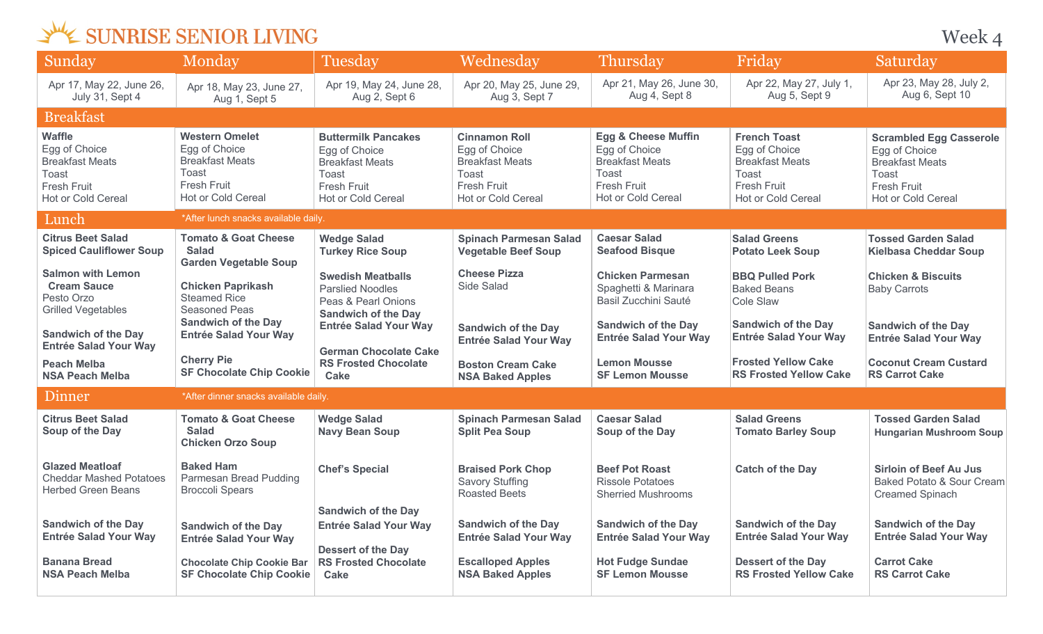# SUNRISE SENIOR LIVING

Week 4

| | Sunday | Monday | Tuesday | Wednesday | Thursday | Friday | Saturday |
|---|---|---|---|---|---|---|---|
| | Apr 17, May 22, June 26, July 31, Sept 4 | Apr 18, May 23, June 27, Aug 1, Sept 5 | Apr 19, May 24, June 28, Aug 2, Sept 6 | Apr 20, May 25, June 29, Aug 3, Sept 7 | Apr 21, May 26, June 30, Aug 4, Sept 8 | Apr 22, May 27, July 1, Aug 5, Sept 9 | Apr 23, May 28, July 2, Aug 6, Sept 10 |
| **Breakfast** | **Waffle**<br>Egg of Choice<br>Breakfast Meats<br>Toast<br>Fresh Fruit<br>Hot or Cold Cereal | **Western Omelet**<br>Egg of Choice<br>Breakfast Meats<br>Toast<br>Fresh Fruit<br>Hot or Cold Cereal | **Buttermilk Pancakes**<br>Egg of Choice<br>Breakfast Meats<br>Toast<br>Fresh Fruit<br>Hot or Cold Cereal | **Cinnamon Roll**<br>Egg of Choice<br>Breakfast Meats<br>Toast<br>Fresh Fruit<br>Hot or Cold Cereal | **Egg & Cheese Muffin**<br>Egg of Choice<br>Breakfast Meats<br>Toast<br>Fresh Fruit<br>Hot or Cold Cereal | **French Toast**<br>Egg of Choice<br>Breakfast Meats<br>Toast<br>Fresh Fruit<br>Hot or Cold Cereal | **Scrambled Egg Casserole**<br>Egg of Choice<br>Breakfast Meats<br>Toast<br>Fresh Fruit<br>Hot or Cold Cereal |
| **Lunch** *After lunch snacks available daily.* | **Citrus Beet Salad**<br>**Spiced Cauliflower Soup**<br><br>**Salmon with Lemon Cream Sauce**<br>Pesto Orzo<br>Grilled Vegetables<br><br>**Sandwich of the Day**<br>**Entrée Salad Your Way**<br><br>**Peach Melba**<br>**NSA Peach Melba** | **Tomato & Goat Cheese Salad**<br>**Garden Vegetable Soup**<br><br>**Chicken Paprikash**<br>Steamed Rice<br>Seasoned Peas<br>**Sandwich of the Day**<br>**Entrée Salad Your Way**<br><br>**Cherry Pie**<br>**SF Chocolate Chip Cookie** | **Wedge Salad**<br>**Turkey Rice Soup**<br><br>**Swedish Meatballs**<br>Parslied Noodles<br>Peas & Pearl Onions<br>**Sandwich of the Day**<br>**Entrée Salad Your Way**<br><br>**German Chocolate Cake**<br>**RS Frosted Chocolate Cake** | **Spinach Parmesan Salad**<br>**Vegetable Beef Soup**<br><br>**Cheese Pizza**<br>Side Salad<br><br>**Sandwich of the Day**<br>**Entrée Salad Your Way**<br><br>**Boston Cream Cake**<br>**NSA Baked Apples** | **Caesar Salad**<br>**Seafood Bisque**<br><br>**Chicken Parmesan**<br>Spaghetti & Marinara<br>Basil Zucchini Sauté<br><br>**Sandwich of the Day**<br>**Entrée Salad Your Way**<br><br>**Lemon Mousse**<br>**SF Lemon Mousse** | **Salad Greens**<br>**Potato Leek Soup**<br><br>**BBQ Pulled Pork**<br>Baked Beans<br>Cole Slaw<br><br>**Sandwich of the Day**<br>**Entrée Salad Your Way**<br><br>**Frosted Yellow Cake**<br>**RS Frosted Yellow Cake** | **Tossed Garden Salad**<br>**Kielbasa Cheddar Soup**<br><br>**Chicken & Biscuits**<br>Baby Carrots<br><br>**Sandwich of the Day**<br>**Entrée Salad Your Way**<br><br>**Coconut Cream Custard**<br>**RS Carrot Cake** |
| **Dinner** *After dinner snacks available daily.* | **Citrus Beet Salad**<br>**Soup of the Day**<br><br>**Glazed Meatloaf**<br>Cheddar Mashed Potatoes<br>Herbed Green Beans<br><br>**Sandwich of the Day**<br>**Entrée Salad Your Way**<br><br>**Banana Bread**<br>**NSA Peach Melba** | **Tomato & Goat Cheese Salad**<br>**Chicken Orzo Soup**<br><br>**Baked Ham**<br>Parmesan Bread Pudding<br>Broccoli Spears<br><br>**Sandwich of the Day**<br>**Entrée Salad Your Way**<br><br>**Chocolate Chip Cookie Bar**<br>**SF Chocolate Chip Cookie** | **Wedge Salad**<br>**Navy Bean Soup**<br><br>**Chef's Special**<br><br>**Sandwich of the Day**<br>**Entrée Salad Your Way**<br><br>**Dessert of the Day**<br>**RS Frosted Chocolate Cake** | **Spinach Parmesan Salad**<br>**Split Pea Soup**<br><br>**Braised Pork Chop**<br>Savory Stuffing<br>Roasted Beets<br><br>**Sandwich of the Day**<br>**Entrée Salad Your Way**<br><br>**Escalloped Apples**<br>**NSA Baked Apples** | **Caesar Salad**<br>**Soup of the Day**<br><br>**Beef Pot Roast**<br>Rissole Potatoes<br>Sherried Mushrooms<br><br>**Sandwich of the Day**<br>**Entrée Salad Your Way**<br><br>**Hot Fudge Sundae**<br>**SF Lemon Mousse** | **Salad Greens**<br>**Tomato Barley Soup**<br><br>**Catch of the Day**<br><br>**Sandwich of the Day**<br>**Entrée Salad Your Way**<br><br>**Dessert of the Day**<br>**RS Frosted Yellow Cake** | **Tossed Garden Salad**<br>**Hungarian Mushroom Soup**<br><br>**Sirloin of Beef Au Jus**<br>Baked Potato & Sour Cream<br>Creamed Spinach<br><br>**Sandwich of the Day**<br>**Entrée Salad Your Way**<br><br>**Carrot Cake**<br>**RS Carrot Cake** |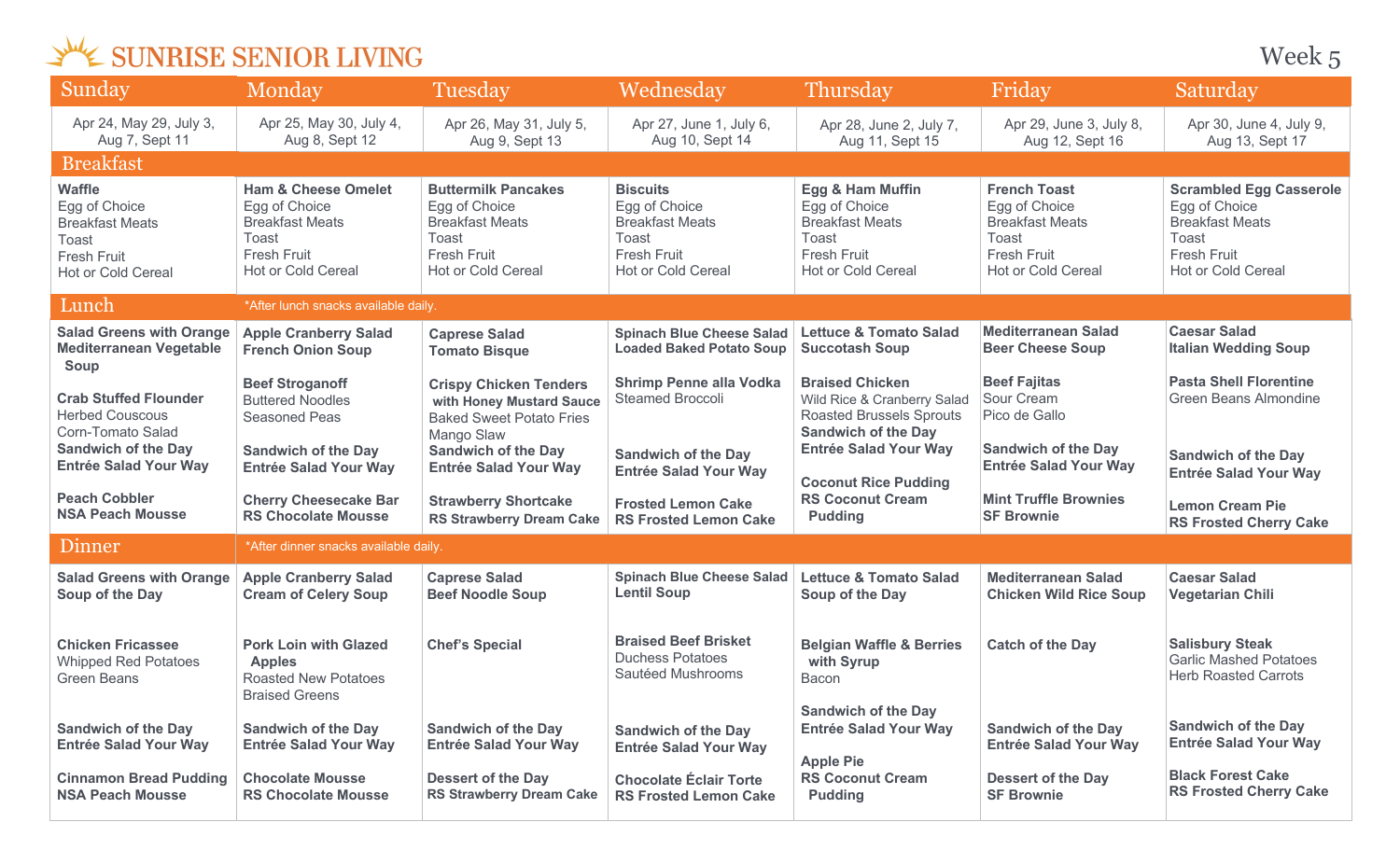# SUNRISE SENIOR LIVING

Week 5

| Sunday | Monday | Tuesday | Wednesday | Thursday | Friday | Saturday |
|---|---|---|---|---|---|---|
| Apr 24, May 29, July 3, Aug 7, Sept 11 | Apr 25, May 30, July 4, Aug 8, Sept 12 | Apr 26, May 31, July 5, Aug 9, Sept 13 | Apr 27, June 1, July 6, Aug 10, Sept 14 | Apr 28, June 2, July 7, Aug 11, Sept 15 | Apr 29, June 3, July 8, Aug 12, Sept 16 | Apr 30, June 4, July 9, Aug 13, Sept 17 |
| **Breakfast** | | | | | | |
| **Waffle**<br>Egg of Choice<br>Breakfast Meats<br>Toast<br>Fresh Fruit<br>Hot or Cold Cereal | **Ham & Cheese Omelet**<br>Egg of Choice<br>Breakfast Meats<br>Toast<br>Fresh Fruit<br>Hot or Cold Cereal | **Buttermilk Pancakes**<br>Egg of Choice<br>Breakfast Meats<br>Toast<br>Fresh Fruit<br>Hot or Cold Cereal | **Biscuits**<br>Egg of Choice<br>Breakfast Meats<br>Toast<br>Fresh Fruit<br>Hot or Cold Cereal | **Egg & Ham Muffin**<br>Egg of Choice<br>Breakfast Meats<br>Toast<br>Fresh Fruit<br>Hot or Cold Cereal | **French Toast**<br>Egg of Choice<br>Breakfast Meats<br>Toast<br>Fresh Fruit<br>Hot or Cold Cereal | **Scrambled Egg Casserole**<br>Egg of Choice<br>Breakfast Meats<br>Toast<br>Fresh Fruit<br>Hot or Cold Cereal |
| **Lunch** | *After lunch snacks available daily. | | | | | |
| **Salad Greens with Orange**<br>**Mediterranean Vegetable Soup**<br><br>**Crab Stuffed Flounder**<br>Herbed Couscous<br>Corn-Tomato Salad<br>**Sandwich of the Day**<br>**Entrée Salad Your Way**<br><br>**Peach Cobbler**<br>**NSA Peach Mousse** | **Apple Cranberry Salad**<br>**French Onion Soup**<br><br>**Beef Stroganoff**<br>Buttered Noodles<br>Seasoned Peas<br><br>**Sandwich of the Day**<br>**Entrée Salad Your Way**<br><br>**Cherry Cheesecake Bar**<br>**RS Chocolate Mousse** | **Caprese Salad**<br>**Tomato Bisque**<br><br>**Crispy Chicken Tenders with Honey Mustard Sauce**<br>Baked Sweet Potato Fries<br>Mango Slaw<br>**Sandwich of the Day**<br>**Entrée Salad Your Way**<br><br>**Strawberry Shortcake**<br>**RS Strawberry Dream Cake** | **Spinach Blue Cheese Salad**<br>**Loaded Baked Potato Soup**<br><br>**Shrimp Penne alla Vodka**<br>Steamed Broccoli<br><br>**Sandwich of the Day**<br>**Entrée Salad Your Way**<br><br>**Frosted Lemon Cake**<br>**RS Frosted Lemon Cake** | **Lettuce & Tomato Salad**<br>**Succotash Soup**<br><br>**Braised Chicken**<br>Wild Rice & Cranberry Salad<br>Roasted Brussels Sprouts<br>**Sandwich of the Day**<br>**Entrée Salad Your Way**<br><br>**Coconut Rice Pudding**<br>**RS Coconut Cream Pudding** | **Mediterranean Salad**<br>**Beer Cheese Soup**<br><br>**Beef Fajitas**<br>Sour Cream<br>Pico de Gallo<br><br>**Sandwich of the Day**<br>**Entrée Salad Your Way**<br><br>**Mint Truffle Brownies**<br>**SF Brownie** | **Caesar Salad**<br>**Italian Wedding Soup**<br><br>**Pasta Shell Florentine**<br>Green Beans Almondine<br><br>**Sandwich of the Day**<br>**Entrée Salad Your Way**<br><br>**Lemon Cream Pie**<br>**RS Frosted Cherry Cake** |
| **Dinner** | *After dinner snacks available daily. | | | | | |
| **Salad Greens with Orange**<br>**Soup of the Day**<br><br>**Chicken Fricassee**<br>Whipped Red Potatoes<br>Green Beans<br><br>**Sandwich of the Day**<br>**Entrée Salad Your Way**<br><br>**Cinnamon Bread Pudding**<br>**NSA Peach Mousse** | **Apple Cranberry Salad**<br>**Cream of Celery Soup**<br><br>**Pork Loin with Glazed Apples**<br>Roasted New Potatoes<br>Braised Greens<br><br>**Sandwich of the Day**<br>**Entrée Salad Your Way**<br><br>**Chocolate Mousse**<br>**RS Chocolate Mousse** | **Caprese Salad**<br>**Beef Noodle Soup**<br><br>**Chef's Special**<br><br>**Sandwich of the Day**<br>**Entrée Salad Your Way**<br><br>**Dessert of the Day**<br>**RS Strawberry Dream Cake** | **Spinach Blue Cheese Salad**<br>**Lentil Soup**<br><br>**Braised Beef Brisket**<br>Duchess Potatoes<br>Sautéed Mushrooms<br><br>**Sandwich of the Day**<br>**Entrée Salad Your Way**<br><br>**Chocolate Éclair Torte**<br>**RS Frosted Lemon Cake** | **Lettuce & Tomato Salad**<br>**Soup of the Day**<br><br>**Belgian Waffle & Berries with Syrup**<br>Bacon<br><br>**Sandwich of the Day**<br>**Entrée Salad Your Way**<br><br>**Apple Pie**<br>**RS Coconut Cream Pudding** | **Mediterranean Salad**<br>**Chicken Wild Rice Soup**<br><br>**Catch of the Day**<br><br>**Sandwich of the Day**<br>**Entrée Salad Your Way**<br><br>**Dessert of the Day**<br>**SF Brownie** | **Caesar Salad**<br>**Vegetarian Chili**<br><br>**Salisbury Steak**<br>Garlic Mashed Potatoes<br>Herb Roasted Carrots<br><br>**Sandwich of the Day**<br>**Entrée Salad Your Way**<br><br>**Black Forest Cake**<br>**RS Frosted Cherry Cake** |